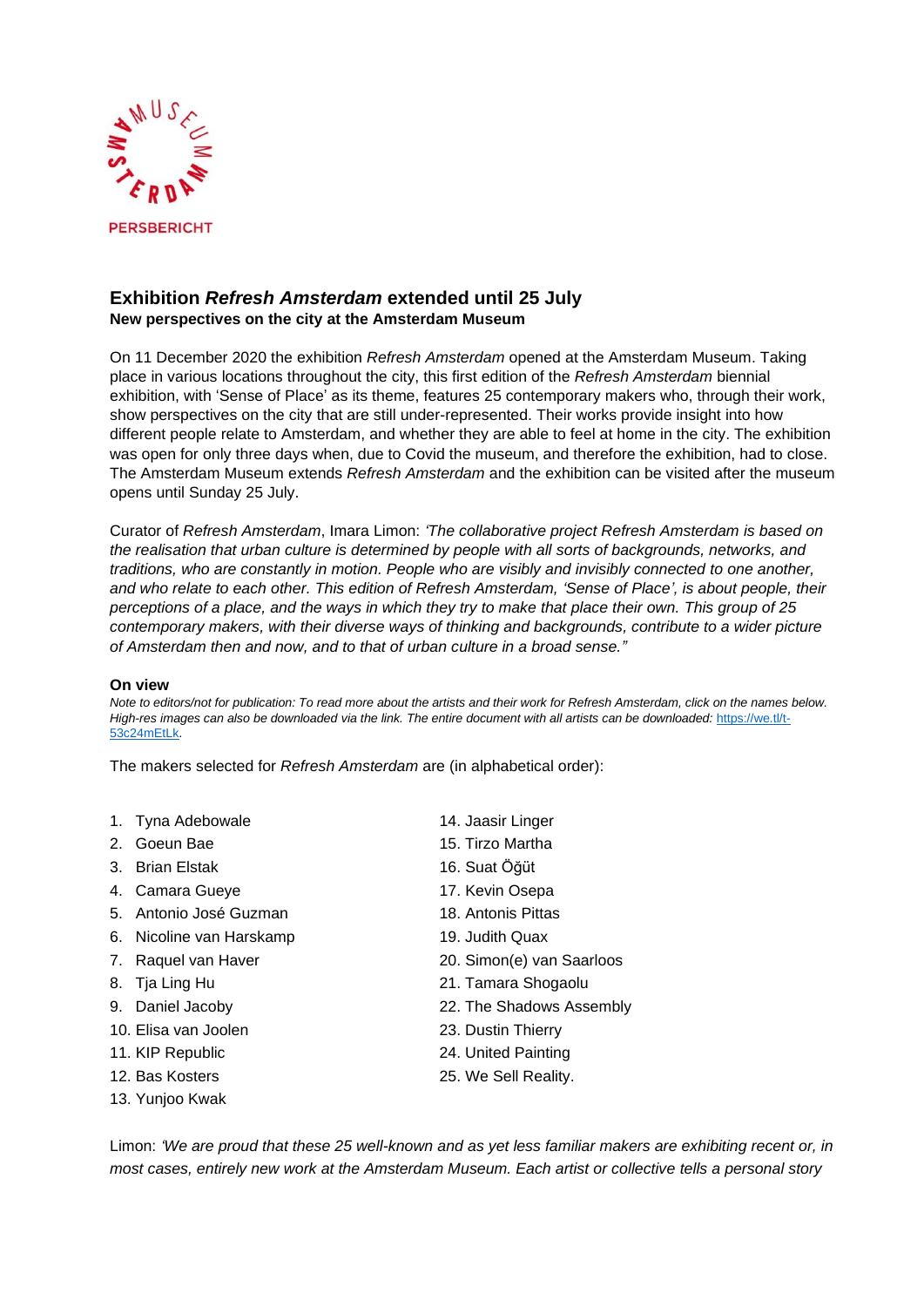PERSBERICHT

# Exhibition *Refresh Amsterdam* extended until 25 July

**New perspectives on the city at the Amsterdam Museum**

On 11 December 2020 the exhibition *Refresh Amsterdam* opened at the Amsterdam Museum. Taking place in various locations throughout the city, this first edition of the *Refresh Amsterdam* biennial exhibition, with 'Sense of Place' as its theme, features 25 contemporary makers who, through their work, show perspectives on the city that are still under-represented. Their works provide insight into how different people relate to Amsterdam, and whether they are able to feel at home in the city. The exhibition was open for only three days when, due to Covid the museum, and therefore the exhibition, had to close. The Amsterdam Museum extends *Refresh Amsterdam* and the exhibition can be visited after the museum opens until Sunday 25 July.

Curator of *Refresh Amsterdam*, Imara Limon: *'The collaborative project Refresh Amsterdam is based on the realisation that urban culture is determined by people with all sorts of backgrounds, networks, and traditions, who are constantly in motion. People who are visibly and invisibly connected to one another, and who relate to each other. This edition of Refresh Amsterdam, 'Sense of Place', is about people, their perceptions of a place, and the ways in which they try to make that place their own. This group of 25 contemporary makers, with their diverse ways of thinking and backgrounds, contribute to a wider picture of Amsterdam then and now, and to that of urban culture in a broad sense."*

**On view**

*Note to editors/not for publication: To read more about the artists and their work for Refresh Amsterdam, click on the names below. High-res images can also be downloaded via the link. The entire document with all artists can be downloaded:* https://we.tl/t-53c24mEtLk.

The makers selected for *Refresh Amsterdam* are (in alphabetical order):

1. Tyna Adebowale
2. Goeun Bae
3. Brian Elstak
4. Camara Gueye
5. Antonio José Guzman
6. Nicoline van Harskamp
7. Raquel van Haver
8. Tja Ling Hu
9. Daniel Jacoby
10. Elisa van Joolen
11. KIP Republic
12. Bas Kosters
13. Yunjoo Kwak
14. Jaasir Linger
15. Tirzo Martha
16. Suat Öğüt
17. Kevin Osepa
18. Antonis Pittas
19. Judith Quax
20. Simon(e) van Saarloos
21. Tamara Shogaolu
22. The Shadows Assembly
23. Dustin Thierry
24. United Painting
25. We Sell Reality.

Limon: *'We are proud that these 25 well-known and as yet less familiar makers are exhibiting recent or, in most cases, entirely new work at the Amsterdam Museum. Each artist or collective tells a personal story*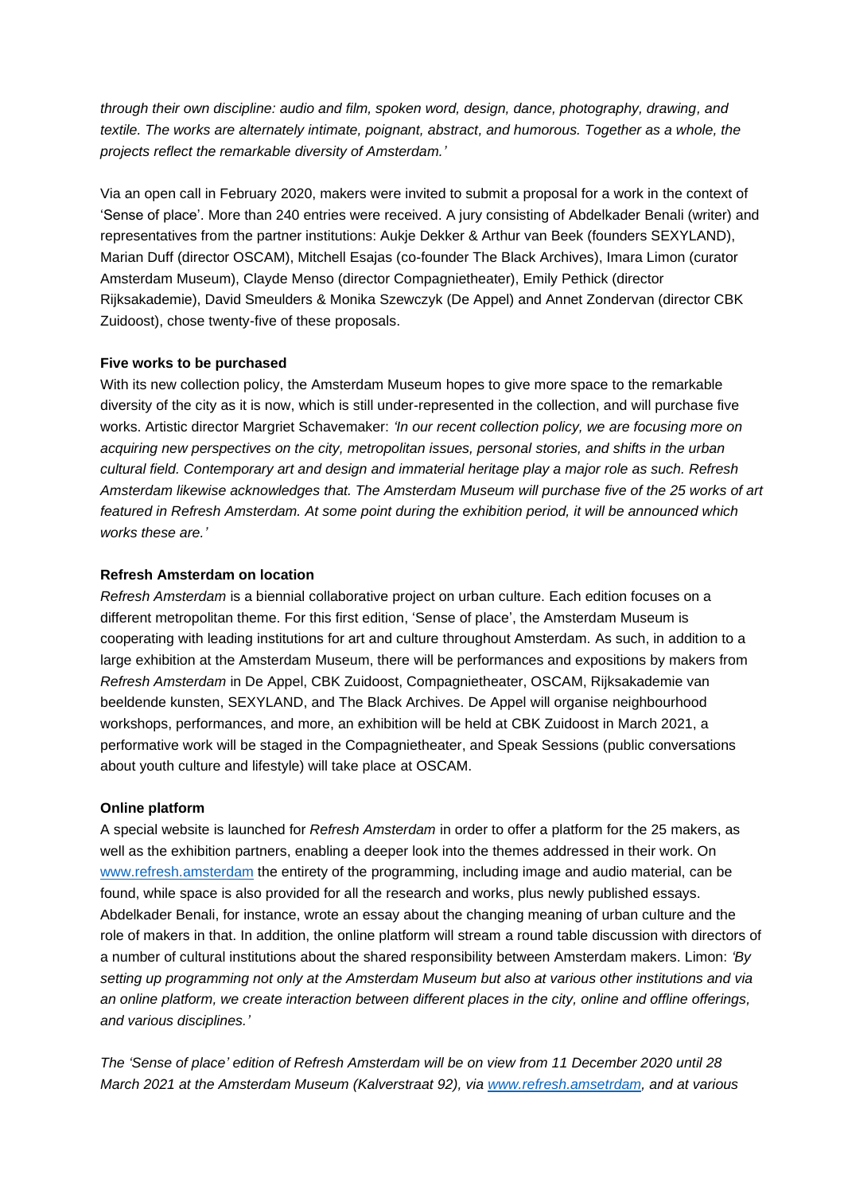*through their own discipline: audio and film, spoken word, design, dance, photography, drawing, and textile. The works are alternately intimate, poignant, abstract, and humorous. Together as a whole, the projects reflect the remarkable diversity of Amsterdam.'*

Via an open call in February 2020, makers were invited to submit a proposal for a work in the context of 'Sense of place'. More than 240 entries were received. A jury consisting of Abdelkader Benali (writer) and representatives from the partner institutions: Aukje Dekker & Arthur van Beek (founders SEXYLAND), Marian Duff (director OSCAM), Mitchell Esajas (co-founder The Black Archives), Imara Limon (curator Amsterdam Museum), Clayde Menso (director Compagnietheater), Emily Pethick (director Rijksakademie), David Smeulders & Monika Szewczyk (De Appel) and Annet Zondervan (director CBK Zuidoost), chose twenty-five of these proposals.

**Five works to be purchased**

With its new collection policy, the Amsterdam Museum hopes to give more space to the remarkable diversity of the city as it is now, which is still under-represented in the collection, and will purchase five works. Artistic director Margriet Schavemaker: *'In our recent collection policy, we are focusing more on acquiring new perspectives on the city, metropolitan issues, personal stories, and shifts in the urban cultural field. Contemporary art and design and immaterial heritage play a major role as such. Refresh Amsterdam likewise acknowledges that. The Amsterdam Museum will purchase five of the 25 works of art featured in Refresh Amsterdam. At some point during the exhibition period, it will be announced which works these are.'*

**Refresh Amsterdam on location**

*Refresh Amsterdam* is a biennial collaborative project on urban culture. Each edition focuses on a different metropolitan theme. For this first edition, 'Sense of place', the Amsterdam Museum is cooperating with leading institutions for art and culture throughout Amsterdam. As such, in addition to a large exhibition at the Amsterdam Museum, there will be performances and expositions by makers from *Refresh Amsterdam* in De Appel, CBK Zuidoost, Compagnietheater, OSCAM, Rijksakademie van beeldende kunsten, SEXYLAND, and The Black Archives. De Appel will organise neighbourhood workshops, performances, and more, an exhibition will be held at CBK Zuidoost in March 2021, a performative work will be staged in the Compagnietheater, and Speak Sessions (public conversations about youth culture and lifestyle) will take place at OSCAM.

**Online platform**

A special website is launched for *Refresh Amsterdam* in order to offer a platform for the 25 makers, as well as the exhibition partners, enabling a deeper look into the themes addressed in their work. On www.refresh.amsterdam the entirety of the programming, including image and audio material, can be found, while space is also provided for all the research and works, plus newly published essays. Abdelkader Benali, for instance, wrote an essay about the changing meaning of urban culture and the role of makers in that. In addition, the online platform will stream a round table discussion with directors of a number of cultural institutions about the shared responsibility between Amsterdam makers. Limon: *'By setting up programming not only at the Amsterdam Museum but also at various other institutions and via an online platform, we create interaction between different places in the city, online and offline offerings, and various disciplines.'*

*The 'Sense of place' edition of Refresh Amsterdam will be on view from 11 December 2020 until 28 March 2021 at the Amsterdam Museum (Kalverstraat 92), via www.refresh.amsetrdam, and at various*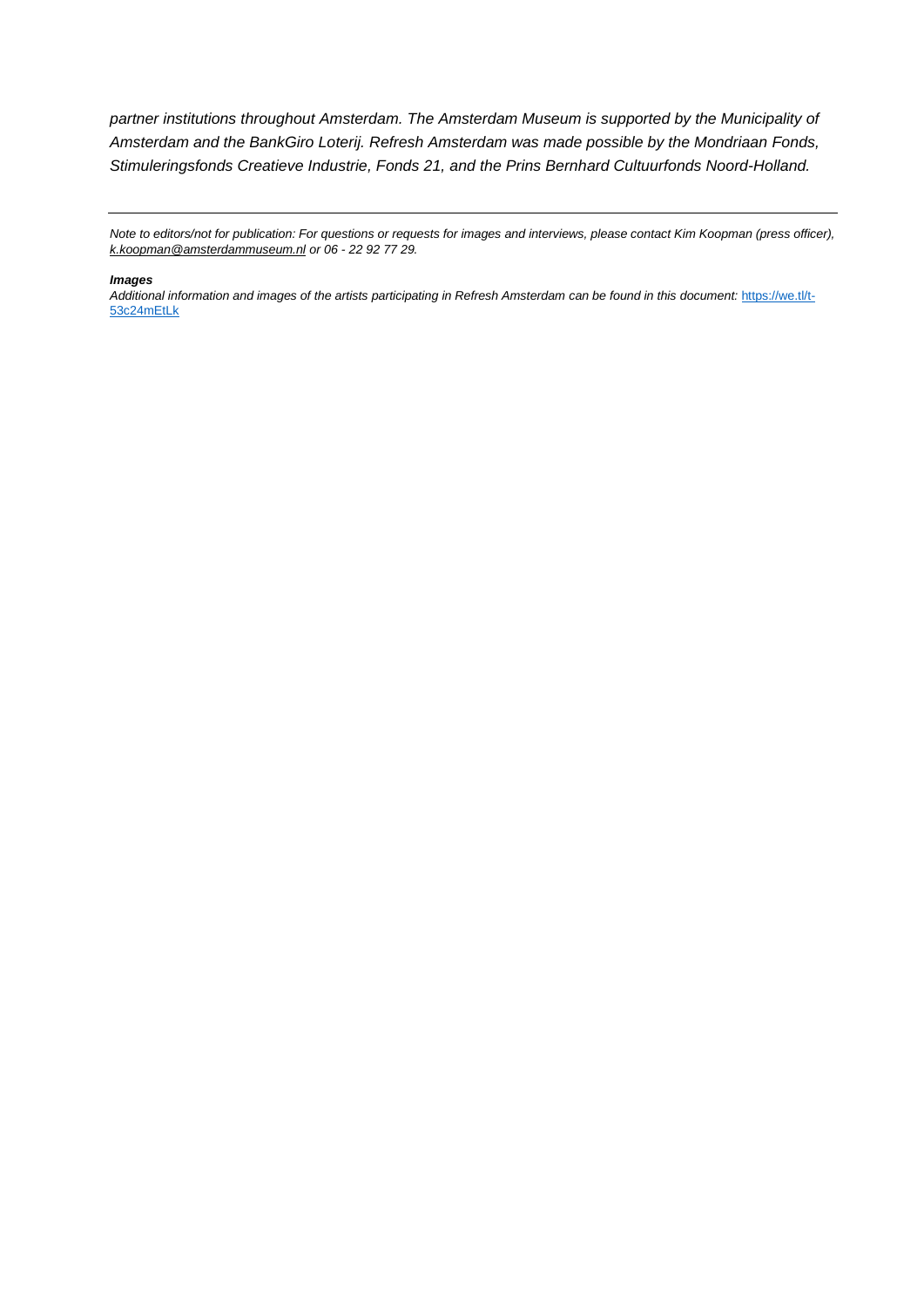*partner institutions throughout Amsterdam. The Amsterdam Museum is supported by the Municipality of Amsterdam and the BankGiro Loterij. Refresh Amsterdam was made possible by the Mondriaan Fonds, Stimuleringsfonds Creatieve Industrie, Fonds 21, and the Prins Bernhard Cultuurfonds Noord-Holland.*

---

*Note to editors/not for publication: For questions or requests for images and interviews, please contact Kim Koopman (press officer), k.koopman@amsterdammuseum.nl or 06 - 22 92 77 29.*

***Images***

*Additional information and images of the artists participating in Refresh Amsterdam can be found in this document:* https://we.tl/t-53c24mEtLk